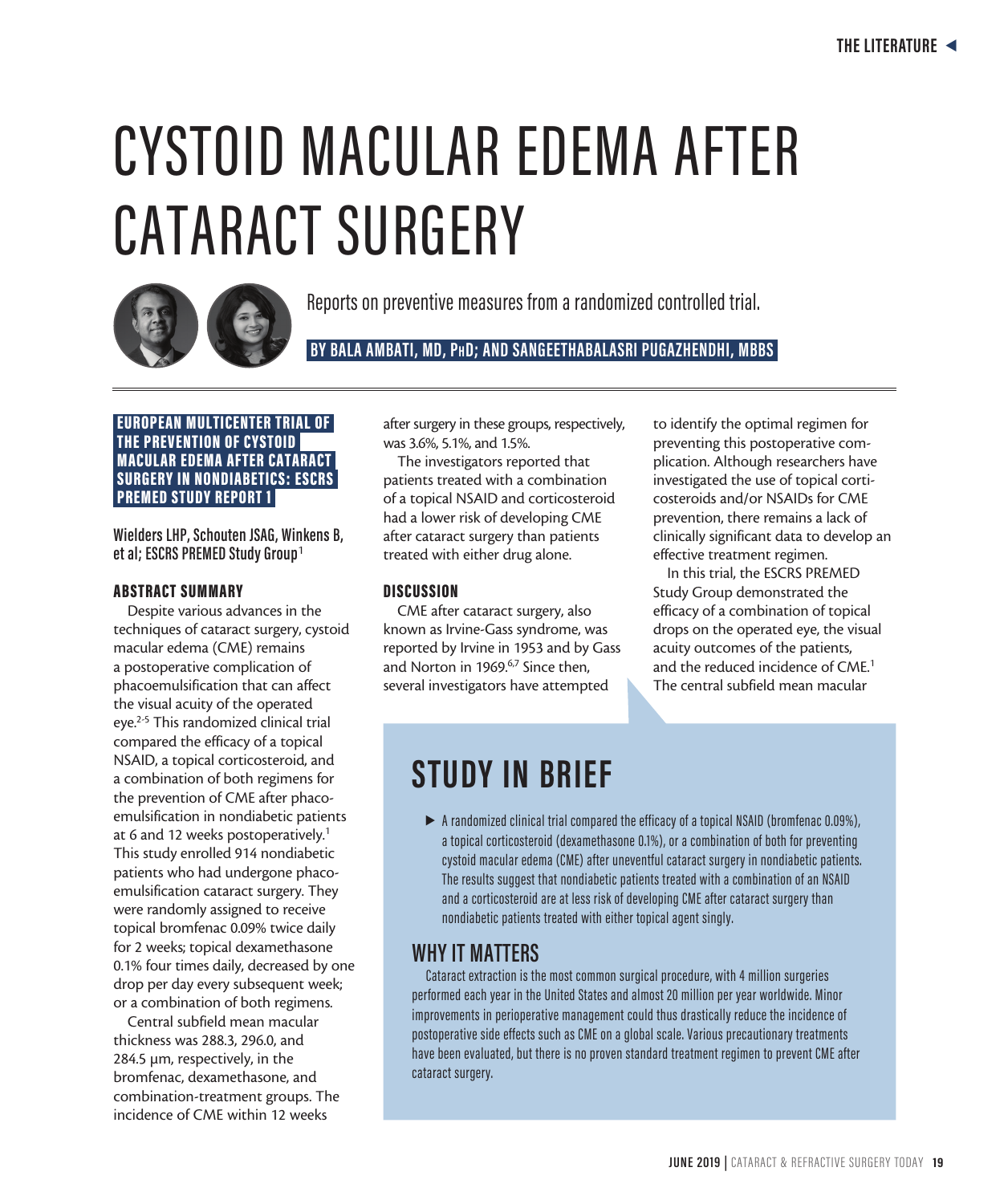# CYSTOID MACULAR EDEMA AFTER CATARACT SURGERY

Reports on preventive measures from a randomized controlled trial.

**BY BALA AMBATI, MD, PhD; AND SANGEETHABALASRI PUGAZHENDHI, MBBS**

### EUROPEAN MULTICENTER TRIAL OF THE PREVENTION OF CYSTOID MACULAR EDEMA AFTER CATARACT SURGERY IN NONDIABETICS: ESCRS PREMED STUDY REPORT 1

**Wielders LHP, Schouten JSAG, Winkens B, et al; ESCRS PREMED Study Group[1]**

## ABSTRACT SUMMARY

Despite various advances in the techniques of cataract surgery, cystoid macular edema (CME) remains a postoperative complication of phacoemulsification that can affect the visual acuity of the operated eye.[2-5] This randomized clinical trial compared the efficacy of a topical NSAID, a topical corticosteroid, and a combination of both regimens for the prevention of CME after phacoemulsification in nondiabetic patients at 6 and 12 weeks postoperatively.[1] This study enrolled 914 nondiabetic patients who had undergone phacoemulsification cataract surgery. They were randomly assigned to receive topical bromfenac 0.09% twice daily for 2 weeks; topical dexamethasone 0.1% four times daily, decreased by one drop per day every subsequent week; or a combination of both regimens.

Central subfield mean macular thickness was 288.3, 296.0, and 284.5 µm, respectively, in the bromfenac, dexamethasone, and combination-treatment groups. The incidence of CME within 12 weeks after surgery in these groups, respectively, was 3.6%, 5.1%, and 1.5%.

The investigators reported that patients treated with a combination of a topical NSAID and corticosteroid had a lower risk of developing CME after cataract surgery than patients treated with either drug alone.

## DISCUSSION

CME after cataract surgery, also known as Irvine-Gass syndrome, was reported by Irvine in 1953 and by Gass and Norton in 1969.[6,7] Since then, several investigators have attempted to identify the optimal regimen for preventing this postoperative complication. Although researchers have investigated the use of topical corticosteroids and/or NSAIDs for CME prevention, there remains a lack of clinically significant data to develop an effective treatment regimen.

In this trial, the ESCRS PREMED Study Group demonstrated the efficacy of a combination of topical drops on the operated eye, the visual acuity outcomes of the patients, and the reduced incidence of CME.[1] The central subfield mean macular

## STUDY IN BRIEF

- A randomized clinical trial compared the efficacy of a topical NSAID (bromfenac 0.09%), a topical corticosteroid (dexamethasone 0.1%), or a combination of both for preventing cystoid macular edema (CME) after uneventful cataract surgery in nondiabetic patients. The results suggest that nondiabetic patients treated with a combination of an NSAID and a corticosteroid are at less risk of developing CME after cataract surgery than nondiabetic patients treated with either topical agent singly.

## WHY IT MATTERS

Cataract extraction is the most common surgical procedure, with 4 million surgeries performed each year in the United States and almost 20 million per year worldwide. Minor improvements in perioperative management could thus drastically reduce the incidence of postoperative side effects such as CME on a global scale. Various precautionary treatments have been evaluated, but there is no proven standard treatment regimen to prevent CME after cataract surgery.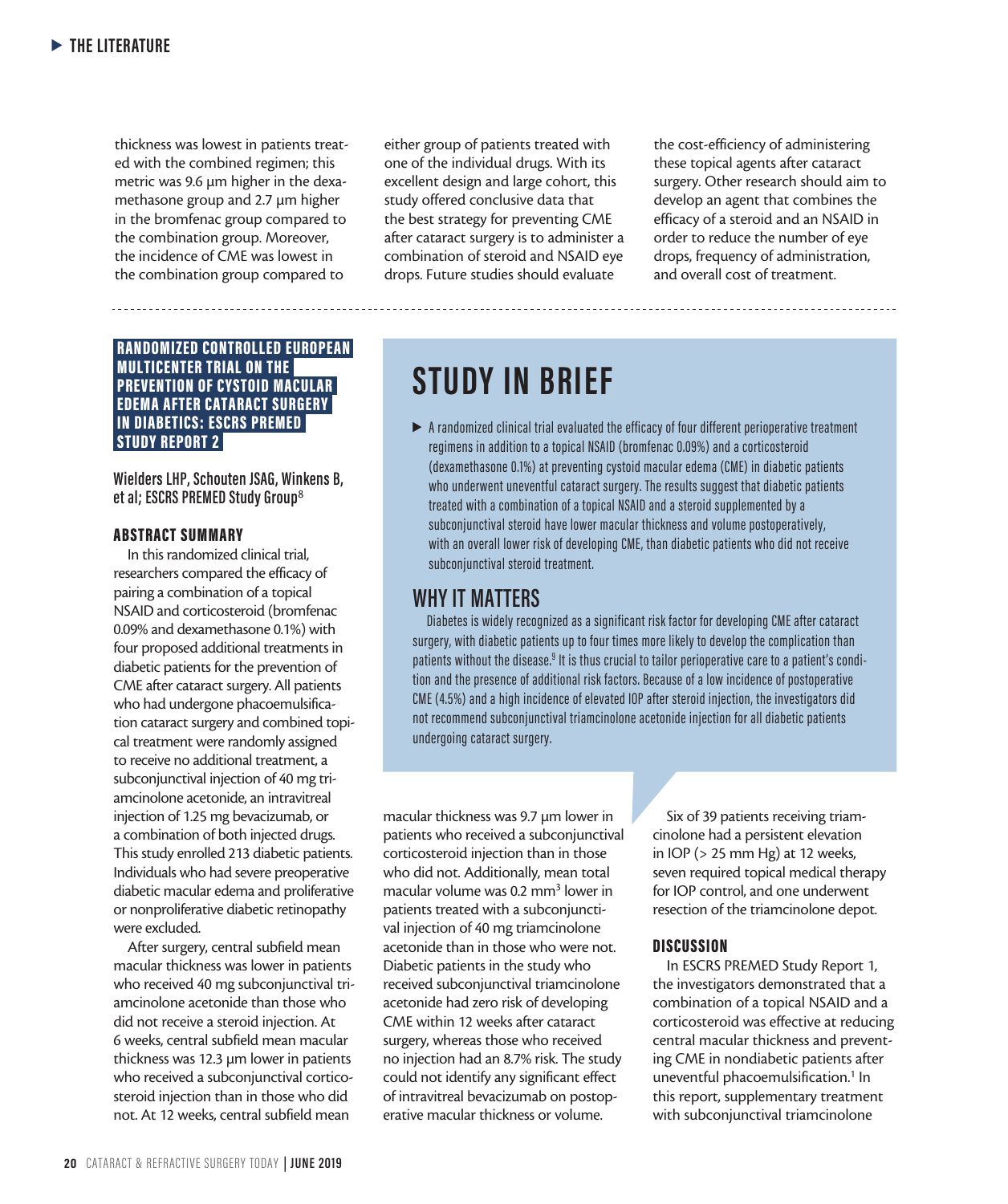thickness was lowest in patients treated with the combined regimen; this metric was 9.6 µm higher in the dexamethasone group and 2.7 µm higher in the bromfenac group compared to the combination group. Moreover, the incidence of CME was lowest in the combination group compared to either group of patients treated with one of the individual drugs. With its excellent design and large cohort, this study offered conclusive data that the best strategy for preventing CME after cataract surgery is to administer a combination of steroid and NSAID eye drops. Future studies should evaluate the cost-efficiency of administering these topical agents after cataract surgery. Other research should aim to develop an agent that combines the efficacy of a steroid and an NSAID in order to reduce the number of eye drops, frequency of administration, and overall cost of treatment.

---

## RANDOMIZED CONTROLLED EUROPEAN MULTICENTER TRIAL ON THE PREVENTION OF CYSTOID MACULAR EDEMA AFTER CATARACT SURGERY IN DIABETICS: ESCRS PREMED STUDY REPORT 2

**Wielders LHP, Schouten JSAG, Winkens B, et al; ESCRS PREMED Study Group[8]**

### ABSTRACT SUMMARY

In this randomized clinical trial, researchers compared the efficacy of pairing a combination of a topical NSAID and corticosteroid (bromfenac 0.09% and dexamethasone 0.1%) with four proposed additional treatments in diabetic patients for the prevention of CME after cataract surgery. All patients who had undergone phacoemulsification cataract surgery and combined topical treatment were randomly assigned to receive no additional treatment, a subconjunctival injection of 40 mg triamcinolone acetonide, an intravitreal injection of 1.25 mg bevacizumab, or a combination of both injected drugs. This study enrolled 213 diabetic patients. Individuals who had severe preoperative diabetic macular edema and proliferative or nonproliferative diabetic retinopathy were excluded.

After surgery, central subfield mean macular thickness was lower in patients who received 40 mg subconjunctival triamcinolone acetonide than those who did not receive a steroid injection. At 6 weeks, central subfield mean macular thickness was 12.3 µm lower in patients who received a subconjunctival corticosteroid injection than in those who did not. At 12 weeks, central subfield mean macular thickness was 9.7 µm lower in patients who received a subconjunctival corticosteroid injection than in those who did not. Additionally, mean total macular volume was 0.2 mm$^3$ lower in patients treated with a subconjunctival injection of 40 mg triamcinolone acetonide than in those who were not. Diabetic patients in the study who received subconjunctival triamcinolone acetonide had zero risk of developing CME within 12 weeks after cataract surgery, whereas those who received no injection had an 8.7% risk. The study could not identify any significant effect of intravitreal bevacizumab on postoperative macular thickness or volume.

Six of 39 patients receiving triamcinolone had a persistent elevation in IOP (> 25 mm Hg) at 12 weeks, seven required topical medical therapy for IOP control, and one underwent resection of the triamcinolone depot.

> ## STUDY IN BRIEF
>
> - A randomized clinical trial evaluated the efficacy of four different perioperative treatment regimens in addition to a topical NSAID (bromfenac 0.09%) and a corticosteroid (dexamethasone 0.1%) at preventing cystoid macular edema (CME) in diabetic patients who underwent uneventful cataract surgery. The results suggest that diabetic patients treated with a combination of a topical NSAID and a steroid supplemented by a subconjunctival steroid have lower macular thickness and volume postoperatively, with an overall lower risk of developing CME, than diabetic patients who did not receive subconjunctival steroid treatment.
>
> ### WHY IT MATTERS
>
> Diabetes is widely recognized as a significant risk factor for developing CME after cataract surgery, with diabetic patients up to four times more likely to develop the complication than patients without the disease.[9] It is thus crucial to tailor perioperative care to a patient's condition and the presence of additional risk factors. Because of a low incidence of postoperative CME (4.5%) and a high incidence of elevated IOP after steroid injection, the investigators did not recommend subconjunctival triamcinolone acetonide injection for all diabetic patients undergoing cataract surgery.

### DISCUSSION

In ESCRS PREMED Study Report 1, the investigators demonstrated that a combination of a topical NSAID and a corticosteroid was effective at reducing central macular thickness and preventing CME in nondiabetic patients after uneventful phacoemulsification.[1] In this report, supplementary treatment with subconjunctival triamcinolone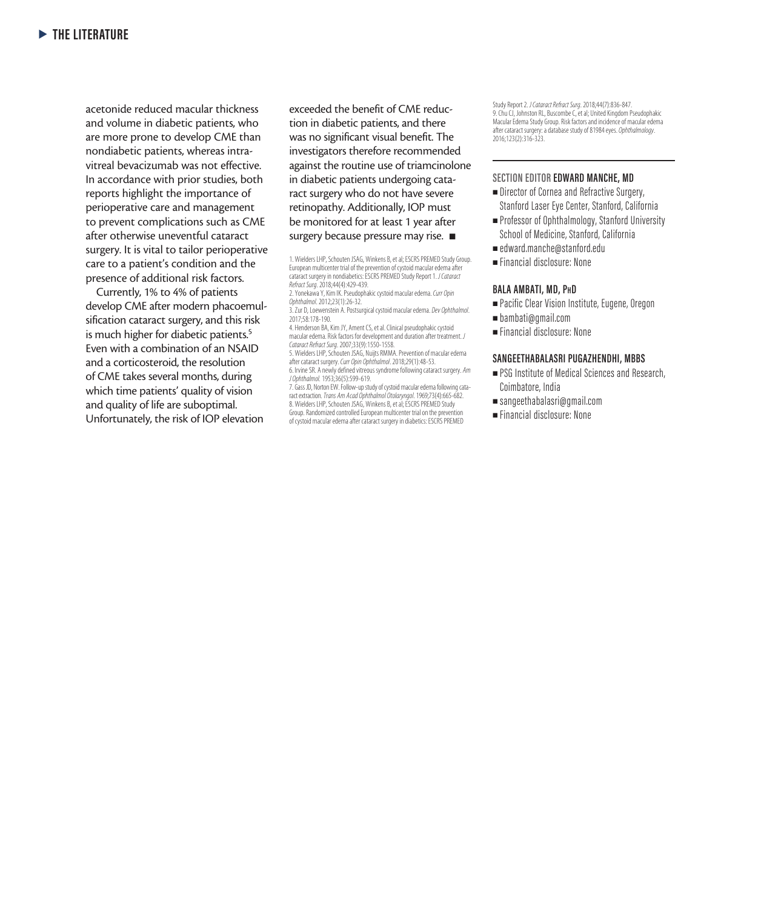acetonide reduced macular thickness and volume in diabetic patients, who are more prone to develop CME than nondiabetic patients, whereas intravitreal bevacizumab was not effective. In accordance with prior studies, both reports highlight the importance of perioperative care and management to prevent complications such as CME after otherwise uneventful cataract surgery. It is vital to tailor perioperative care to a patient's condition and the presence of additional risk factors.

Currently, 1% to 4% of patients develop CME after modern phacoemulsification cataract surgery, and this risk is much higher for diabetic patients.[5] Even with a combination of an NSAID and a corticosteroid, the resolution of CME takes several months, during which time patients' quality of vision and quality of life are suboptimal. Unfortunately, the risk of IOP elevation exceeded the benefit of CME reduction in diabetic patients, and there was no significant visual benefit. The investigators therefore recommended against the routine use of triamcinolone in diabetic patients undergoing cataract surgery who do not have severe retinopathy. Additionally, IOP must be monitored for at least 1 year after surgery because pressure may rise. ■

1. Wielders LHP, Schouten JSAG, Winkens B, et al; ESCRS PREMED Study Group. European multicenter trial of the prevention of cystoid macular edema after cataract surgery in nondiabetics: ESCRS PREMED Study Report 1. *J Cataract Refract Surg*. 2018;44(4):429-439.
2. Yonekawa Y, Kim IK. Pseudophakic cystoid macular edema. *Curr Opin Ophthalmol*. 2012;23(1):26-32.
3. Zur D, Loewenstein A. Postsurgical cystoid macular edema. *Dev Ophthalmol*. 2017;58:178-190.
4. Henderson BA, Kim JY, Ament CS, et al. Clinical pseudophakic cystoid macular edema. Risk factors for development and duration after treatment. *J Cataract Refract Surg*. 2007;33(9):1550-1558.
5. Wielders LHP, Schouten JSAG, Nuijts RMMA. Prevention of macular edema after cataract surgery. *Curr Opin Ophthalmol*. 2018;29(1):48-53.
6. Irvine SR. A newly defined vitreous syndrome following cataract surgery. *Am J Ophthalmol*. 1953;36(5):599-619.
7. Gass JD, Norton EW. Follow-up study of cystoid macular edema following cataract extraction. *Trans Am Acad Ophthalmol Otolaryngol*. 1969;73(4):665-682.
8. Wielders LHP, Schouten JSAG, Winkens B, et al; ESCRS PREMED Study Group. Randomized controlled European multicenter trial on the prevention of cystoid macular edema after cataract surgery in diabetics: ESCRS PREMED Study Report 2. *J Cataract Refract Surg*. 2018;44(7):836-847.
9. Chu CJ, Johnston RL, Buscombe C, et al; United Kingdom Pseudophakic Macular Edema Study Group. Risk factors and incidence of macular edema after cataract surgery: a database study of 81984 eyes. *Ophthalmology*. 2016;123(2):316-323.

---

**SECTION EDITOR EDWARD MANCHE, MD**
- Director of Cornea and Refractive Surgery, Stanford Laser Eye Center, Stanford, California
- Professor of Ophthalmology, Stanford University School of Medicine, Stanford, California
- edward.manche@stanford.edu
- Financial disclosure: None

**BALA AMBATI, MD, PhD**
- Pacific Clear Vision Institute, Eugene, Oregon
- bambati@gmail.com
- Financial disclosure: None

**SANGEETHABALASRI PUGAZHENDHI, MBBS**
- PSG Institute of Medical Sciences and Research, Coimbatore, India
- sangeethabalasri@gmail.com
- Financial disclosure: None